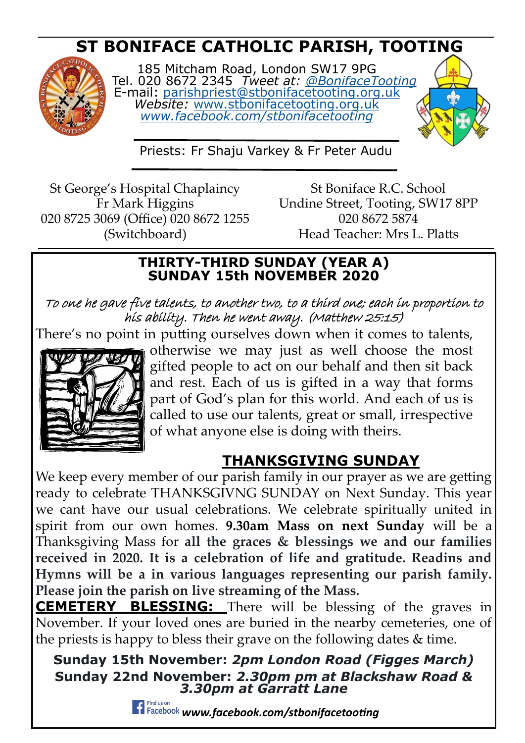# ST BONIFACE CATHOLIC PARISH, TOOTING

185 Mitcham Road, London SW17 9PG
Tel. 020 8672 2345 *Tweet at: @BonifaceTooting*
E-mail: parishpriest@stbonifacetooting.org.uk
*Website:* www.stbonifacetooting.org.uk
*www.facebook.com/stbonifacetooting*

Priests: Fr Shaju Varkey & Fr Peter Audu

St George's Hospital Chaplaincy
Fr Mark Higgins
020 8725 3069 (Office) 020 8672 1255 (Switchboard)

St Boniface R.C. School
Undine Street, Tooting, SW17 8PP
020 8672 5874
Head Teacher: Mrs L. Platts

## THIRTY-THIRD SUNDAY (YEAR A)
## SUNDAY 15th NOVEMBER 2020

*To one he gave five talents, to another two, to a third one; each in proportion to his ability. Then he went away. (Matthew 25:15)*

There's no point in putting ourselves down when it comes to talents, otherwise we may just as well choose the most gifted people to act on our behalf and then sit back and rest. Each of us is gifted in a way that forms part of God's plan for this world. And each of us is called to use our talents, great or small, irrespective of what anyone else is doing with theirs.

## THANKSGIVING SUNDAY

We keep every member of our parish family in our prayer as we are getting ready to celebrate THANKSGIVNG SUNDAY on Next Sunday. This year we cant have our usual celebrations. We celebrate spiritually united in spirit from our own homes. **9.30am Mass on next Sunday** will be a Thanksgiving Mass for **all the graces & blessings we and our families received in 2020. It is a celebration of life and gratitude. Readins and Hymns will be a in various languages representing our parish family. Please join the parish on live streaming of the Mass.**

**CEMETERY BLESSING:** There will be blessing of the graves in November. If your loved ones are buried in the nearby cemeteries, one of the priests is happy to bless their grave on the following dates & time.

**Sunday 15th November:** ***2pm London Road (Figges March)***
**Sunday 22nd November:** ***2.30pm pm at Blackshaw Road & 3.30pm at Garratt Lane***

Find us on Facebook ***www.facebook.com/stbonifacetooting***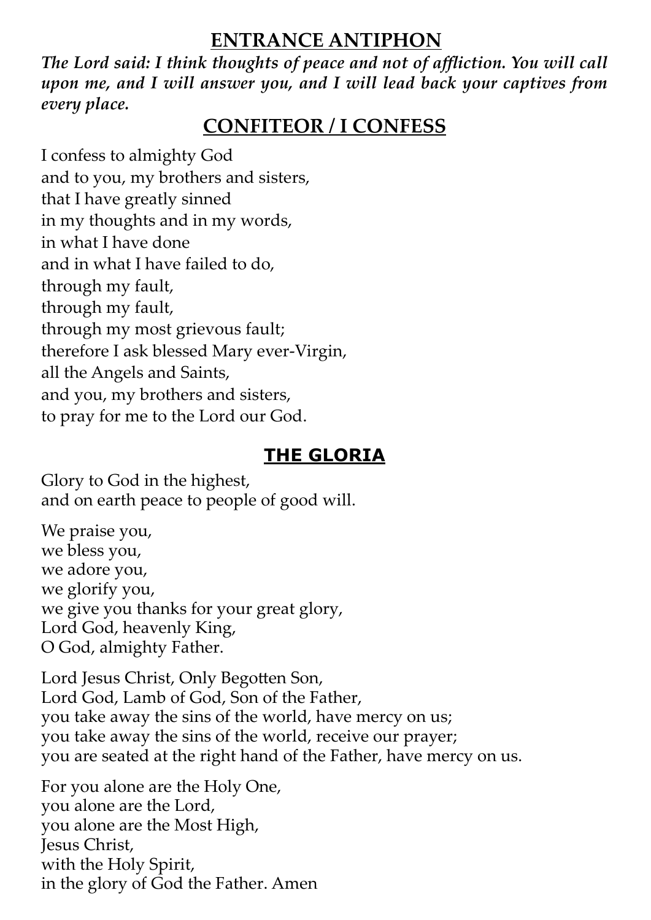## ENTRANCE ANTIPHON

***The Lord said: I think thoughts of peace and not of affliction. You will call upon me, and I will answer you, and I will lead back your captives from every place.***

## CONFITEOR / I CONFESS

I confess to almighty God  
and to you, my brothers and sisters,  
that I have greatly sinned  
in my thoughts and in my words,  
in what I have done  
and in what I have failed to do,  
through my fault,  
through my fault,  
through my most grievous fault;  
therefore I ask blessed Mary ever-Virgin,  
all the Angels and Saints,  
and you, my brothers and sisters,  
to pray for me to the Lord our God.

## THE GLORIA

Glory to God in the highest,  
and on earth peace to people of good will.

We praise you,  
we bless you,  
we adore you,  
we glorify you,  
we give you thanks for your great glory,  
Lord God, heavenly King,  
O God, almighty Father.

Lord Jesus Christ, Only Begotten Son,  
Lord God, Lamb of God, Son of the Father,  
you take away the sins of the world, have mercy on us;  
you take away the sins of the world, receive our prayer;  
you are seated at the right hand of the Father, have mercy on us.

For you alone are the Holy One,  
you alone are the Lord,  
you alone are the Most High,  
Jesus Christ,  
with the Holy Spirit,  
in the glory of God the Father. Amen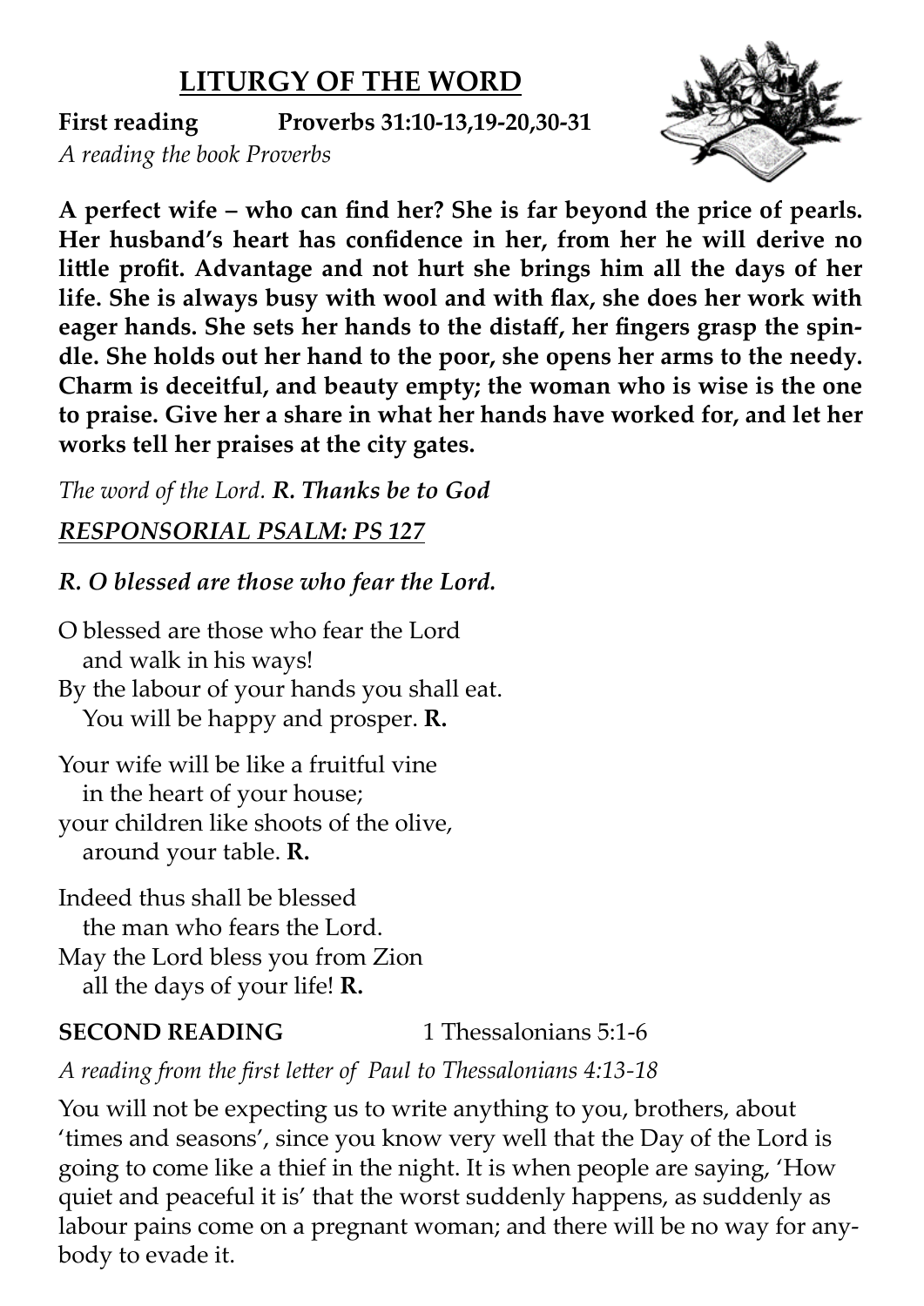## LITURGY OF THE WORD

**First reading** **Proverbs 31:10-13,19-20,30-31**

*A reading the book Proverbs*

**A perfect wife – who can find her? She is far beyond the price of pearls. Her husband's heart has confidence in her, from her he will derive no little profit. Advantage and not hurt she brings him all the days of her life. She is always busy with wool and with flax, she does her work with eager hands. She sets her hands to the distaff, her fingers grasp the spindle. She holds out her hand to the poor, she opens her arms to the needy. Charm is deceitful, and beauty empty; the woman who is wise is the one to praise. Give her a share in what her hands have worked for, and let her works tell her praises at the city gates.**

*The word of the Lord.* ***R. Thanks be to God***

***RESPONSORIAL PSALM: PS 127***

***R. O blessed are those who fear the Lord.***

O blessed are those who fear the Lord
   and walk in his ways!
By the labour of your hands you shall eat.
   You will be happy and prosper. **R.**

Your wife will be like a fruitful vine
   in the heart of your house;
your children like shoots of the olive,
   around your table. **R.**

Indeed thus shall be blessed
   the man who fears the Lord.
May the Lord bless you from Zion
   all the days of your life! **R.**

**SECOND READING** 1 Thessalonians 5:1-6

*A reading from the first letter of Paul to Thessalonians 4:13-18*

You will not be expecting us to write anything to you, brothers, about 'times and seasons', since you know very well that the Day of the Lord is going to come like a thief in the night. It is when people are saying, 'How quiet and peaceful it is' that the worst suddenly happens, as suddenly as labour pains come on a pregnant woman; and there will be no way for anybody to evade it.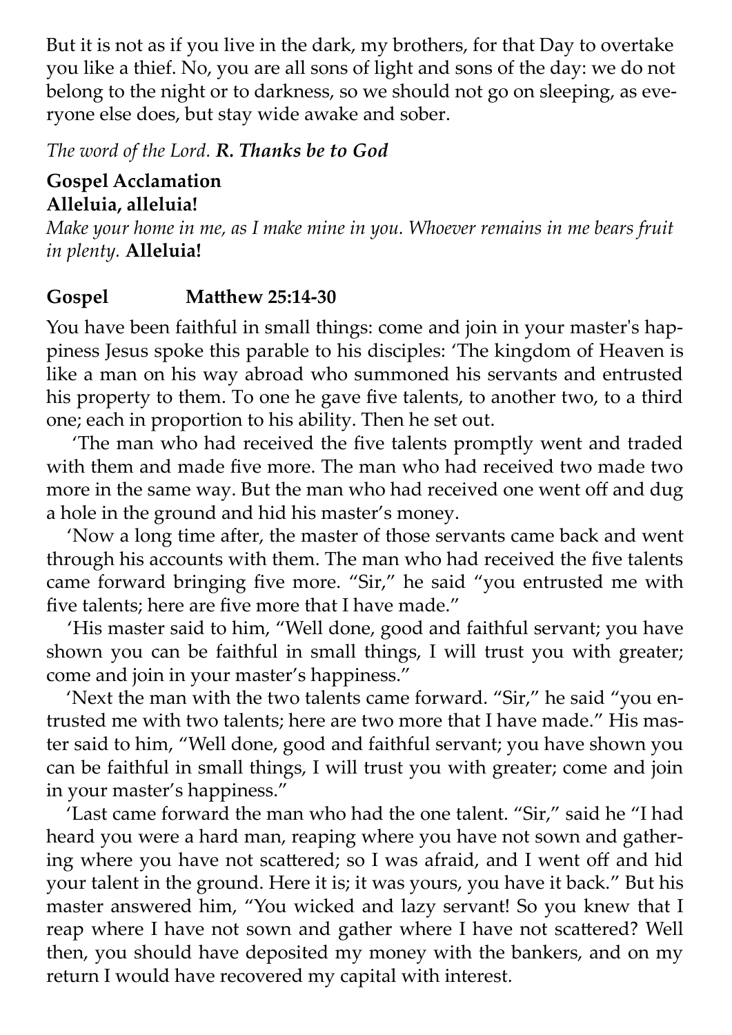But it is not as if you live in the dark, my brothers, for that Day to overtake you like a thief. No, you are all sons of light and sons of the day: we do not belong to the night or to darkness, so we should not go on sleeping, as everyone else does, but stay wide awake and sober.

*The word of the Lord.* ***R. Thanks be to God***

**Gospel Acclamation**
**Alleluia, alleluia!**
*Make your home in me, as I make mine in you. Whoever remains in me bears fruit in plenty.* **Alleluia!**

**Gospel Matthew 25:14-30**

You have been faithful in small things: come and join in your master's happiness Jesus spoke this parable to his disciples: 'The kingdom of Heaven is like a man on his way abroad who summoned his servants and entrusted his property to them. To one he gave five talents, to another two, to a third one; each in proportion to his ability. Then he set out.

'The man who had received the five talents promptly went and traded with them and made five more. The man who had received two made two more in the same way. But the man who had received one went off and dug a hole in the ground and hid his master's money.

'Now a long time after, the master of those servants came back and went through his accounts with them. The man who had received the five talents came forward bringing five more. "Sir," he said "you entrusted me with five talents; here are five more that I have made."

'His master said to him, "Well done, good and faithful servant; you have shown you can be faithful in small things, I will trust you with greater; come and join in your master's happiness."

'Next the man with the two talents came forward. "Sir," he said "you entrusted me with two talents; here are two more that I have made." His master said to him, "Well done, good and faithful servant; you have shown you can be faithful in small things, I will trust you with greater; come and join in your master's happiness."

'Last came forward the man who had the one talent. "Sir," said he "I had heard you were a hard man, reaping where you have not sown and gathering where you have not scattered; so I was afraid, and I went off and hid your talent in the ground. Here it is; it was yours, you have it back." But his master answered him, "You wicked and lazy servant! So you knew that I reap where I have not sown and gather where I have not scattered? Well then, you should have deposited my money with the bankers, and on my return I would have recovered my capital with interest.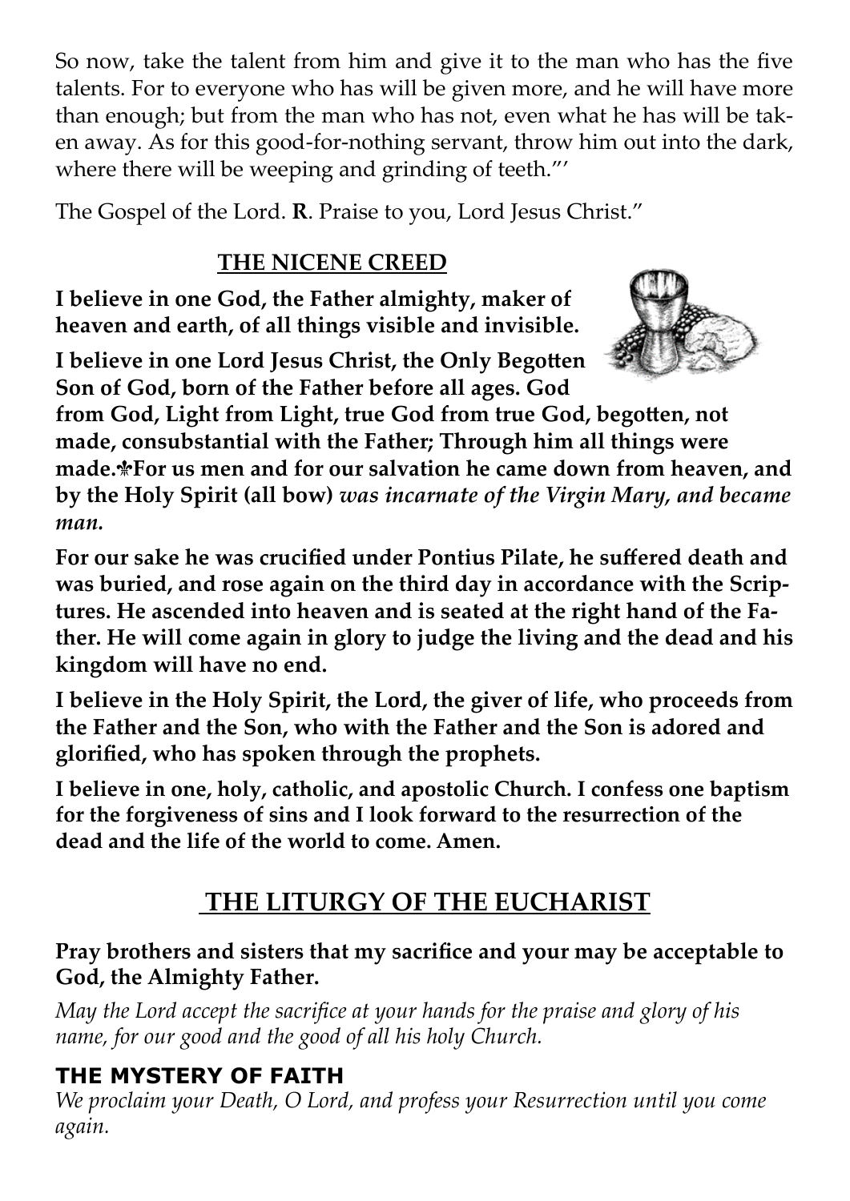So now, take the talent from him and give it to the man who has the five talents. For to everyone who has will be given more, and he will have more than enough; but from the man who has not, even what he has will be taken away. As for this good-for-nothing servant, throw him out into the dark, where there will be weeping and grinding of teeth."'

The Gospel of the Lord. **R**. Praise to you, Lord Jesus Christ."

## THE NICENE CREED

**I believe in one God, the Father almighty, maker of heaven and earth, of all things visible and invisible.**

**I believe in one Lord Jesus Christ, the Only Begotten Son of God, born of the Father before all ages. God from God, Light from Light, true God from true God, begotten, not made, consubstantial with the Father; Through him all things were made.✠For us men and for our salvation he came down from heaven, and by the Holy Spirit (all bow)** ***was incarnate of the Virgin Mary, and became man.***

**For our sake he was crucified under Pontius Pilate, he suffered death and was buried, and rose again on the third day in accordance with the Scriptures. He ascended into heaven and is seated at the right hand of the Father. He will come again in glory to judge the living and the dead and his kingdom will have no end.**

**I believe in the Holy Spirit, the Lord, the giver of life, who proceeds from the Father and the Son, who with the Father and the Son is adored and glorified, who has spoken through the prophets.**

**I believe in one, holy, catholic, and apostolic Church. I confess one baptism for the forgiveness of sins and I look forward to the resurrection of the dead and the life of the world to come. Amen.**

# THE LITURGY OF THE EUCHARIST

**Pray brothers and sisters that my sacrifice and your may be acceptable to God, the Almighty Father.**

*May the Lord accept the sacrifice at your hands for the praise and glory of his name, for our good and the good of all his holy Church.*

### THE MYSTERY OF FAITH

*We proclaim your Death, O Lord, and profess your Resurrection until you come again.*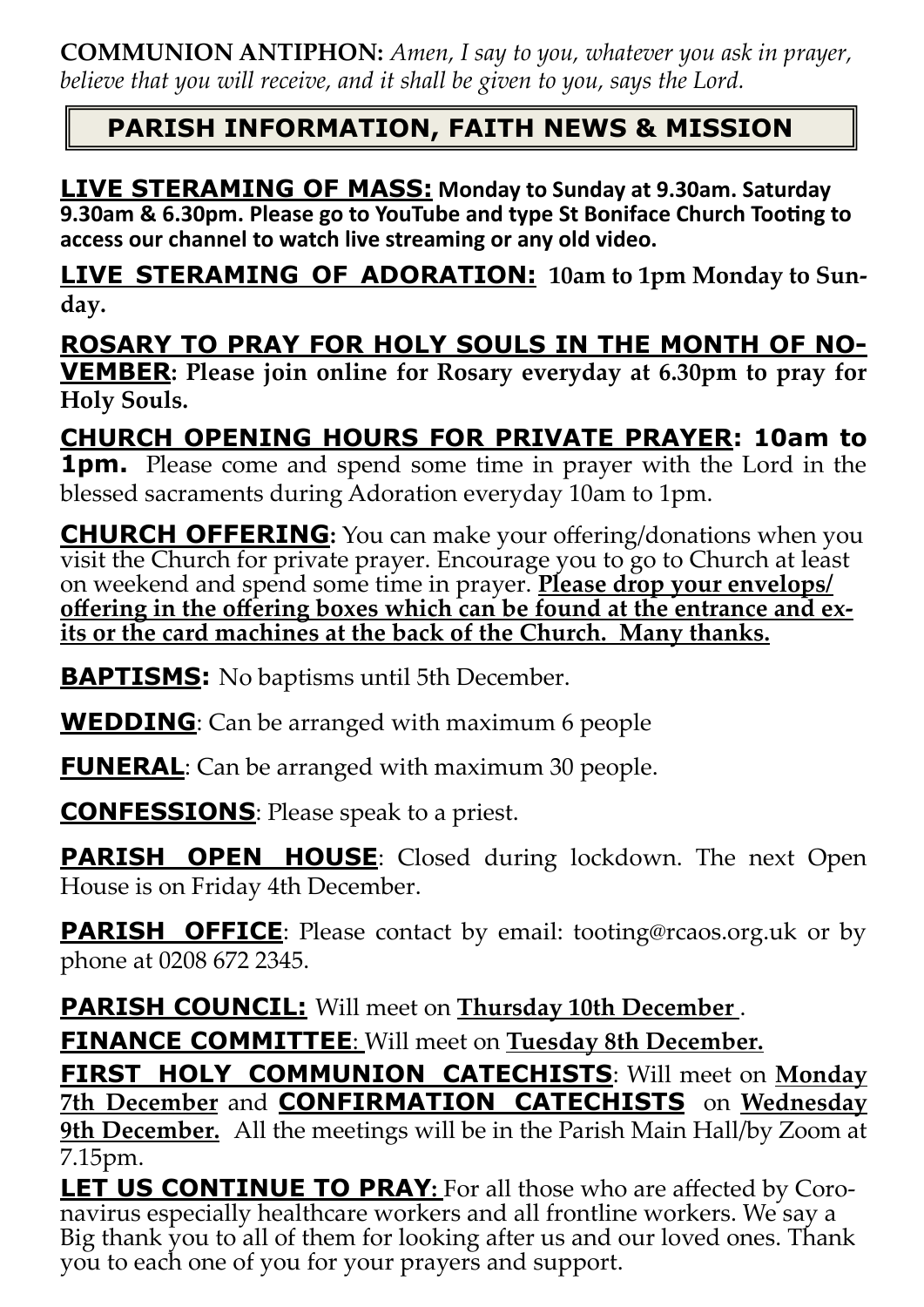**COMMUNION ANTIPHON:** *Amen, I say to you, whatever you ask in prayer, believe that you will receive, and it shall be given to you, says the Lord.*

## PARISH INFORMATION, FAITH NEWS & MISSION

**LIVE STERAMING OF MASS: Monday to Sunday at 9.30am. Saturday 9.30am & 6.30pm. Please go to YouTube and type St Boniface Church Tooting to access our channel to watch live streaming or any old video.**

**LIVE STERAMING OF ADORATION: 10am to 1pm Monday to Sunday.**

**ROSARY TO PRAY FOR HOLY SOULS IN THE MONTH OF NOVEMBER: Please join online for Rosary everyday at 6.30pm to pray for Holy Souls.**

**CHURCH OPENING HOURS FOR PRIVATE PRAYER: 10am to 1pm.** Please come and spend some time in prayer with the Lord in the blessed sacraments during Adoration everyday 10am to 1pm.

**CHURCH OFFERING:** You can make your offering/donations when you visit the Church for private prayer. Encourage you to go to Church at least on weekend and spend some time in prayer. **Please drop your envelops/ offering in the offering boxes which can be found at the entrance and exits or the card machines at the back of the Church. Many thanks.**

**BAPTISMS:** No baptisms until 5th December.

**WEDDING**: Can be arranged with maximum 6 people

**FUNERAL**: Can be arranged with maximum 30 people.

**CONFESSIONS**: Please speak to a priest.

**PARISH OPEN HOUSE**: Closed during lockdown. The next Open House is on Friday 4th December.

**PARISH OFFICE**: Please contact by email: tooting@rcaos.org.uk or by phone at 0208 672 2345.

**PARISH COUNCIL:** Will meet on **Thursday 10th December** .

**FINANCE COMMITTEE**: Will meet on **Tuesday 8th December.**

**FIRST HOLY COMMUNION CATECHISTS**: Will meet on **Monday 7th December** and **CONFIRMATION CATECHISTS** on **Wednesday 9th December.** All the meetings will be in the Parish Main Hall/by Zoom at 7.15pm.

**LET US CONTINUE TO PRAY:** For all those who are affected by Coronavirus especially healthcare workers and all frontline workers. We say a Big thank you to all of them for looking after us and our loved ones. Thank you to each one of you for your prayers and support.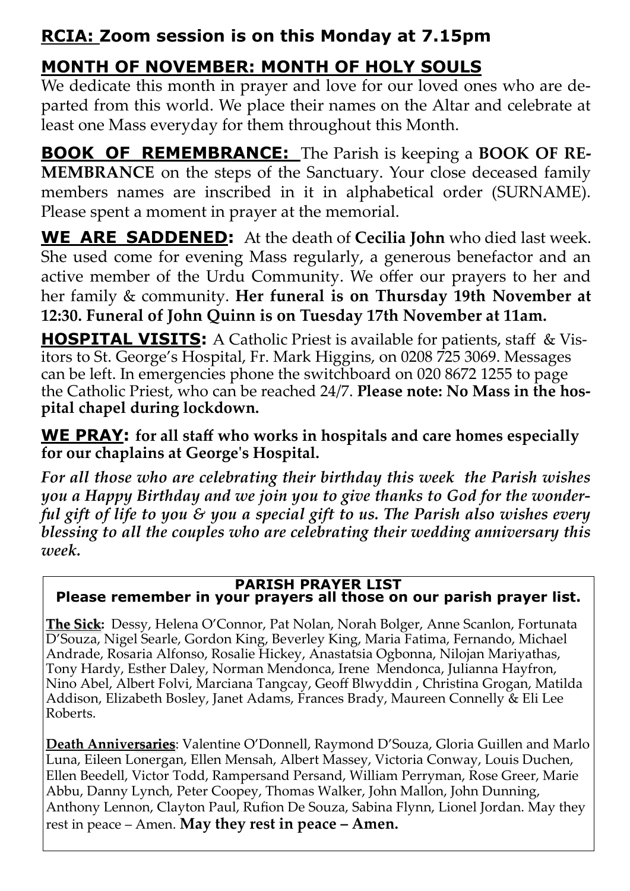**RCIA: Zoom session is on this Monday at 7.15pm**

## MONTH OF NOVEMBER: MONTH OF HOLY SOULS

We dedicate this month in prayer and love for our loved ones who are departed from this world. We place their names on the Altar and celebrate at least one Mass everyday for them throughout this Month.

**BOOK OF REMEMBRANCE:** The Parish is keeping a **BOOK OF REMEMBRANCE** on the steps of the Sanctuary. Your close deceased family members names are inscribed in it in alphabetical order (SURNAME). Please spent a moment in prayer at the memorial.

**WE ARE SADDENED:** At the death of **Cecilia John** who died last week. She used come for evening Mass regularly, a generous benefactor and an active member of the Urdu Community. We offer our prayers to her and her family & community. **Her funeral is on Thursday 19th November at 12:30. Funeral of John Quinn is on Tuesday 17th November at 11am.**

**HOSPITAL VISITS:** A Catholic Priest is available for patients, staff & Visitors to St. George's Hospital, Fr. Mark Higgins, on 0208 725 3069. Messages can be left. In emergencies phone the switchboard on 020 8672 1255 to page the Catholic Priest, who can be reached 24/7. **Please note: No Mass in the hospital chapel during lockdown.**

**WE PRAY: for all staff who works in hospitals and care homes especially for our chaplains at George's Hospital.**

*For all those who are celebrating their birthday this week the Parish wishes you a Happy Birthday and we join you to give thanks to God for the wonderful gift of life to you & you a special gift to us. The Parish also wishes every blessing to all the couples who are celebrating their wedding anniversary this week.*

**PARISH PRAYER LIST**
**Please remember in your prayers all those on our parish prayer list.**

**The Sick:** Dessy, Helena O'Connor, Pat Nolan, Norah Bolger, Anne Scanlon, Fortunata D'Souza, Nigel Searle, Gordon King, Beverley King, Maria Fatima, Fernando, Michael Andrade, Rosaria Alfonso, Rosalie Hickey, Anastatsia Ogbonna, Nilojan Mariyathas, Tony Hardy, Esther Daley, Norman Mendonca, Irene Mendonca, Julianna Hayfron, Nino Abel, Albert Folvi, Marciana Tangcay, Geoff Blwyddin , Christina Grogan, Matilda Addison, Elizabeth Bosley, Janet Adams, Frances Brady, Maureen Connelly & Eli Lee Roberts.

**Death Anniversaries**: Valentine O'Donnell, Raymond D'Souza, Gloria Guillen and Marlo Luna, Eileen Lonergan, Ellen Mensah, Albert Massey, Victoria Conway, Louis Duchen, Ellen Beedell, Victor Todd, Rampersand Persand, William Perryman, Rose Greer, Marie Abbu, Danny Lynch, Peter Coopey, Thomas Walker, John Mallon, John Dunning, Anthony Lennon, Clayton Paul, Rufion De Souza, Sabina Flynn, Lionel Jordan. May they rest in peace – Amen. **May they rest in peace – Amen.**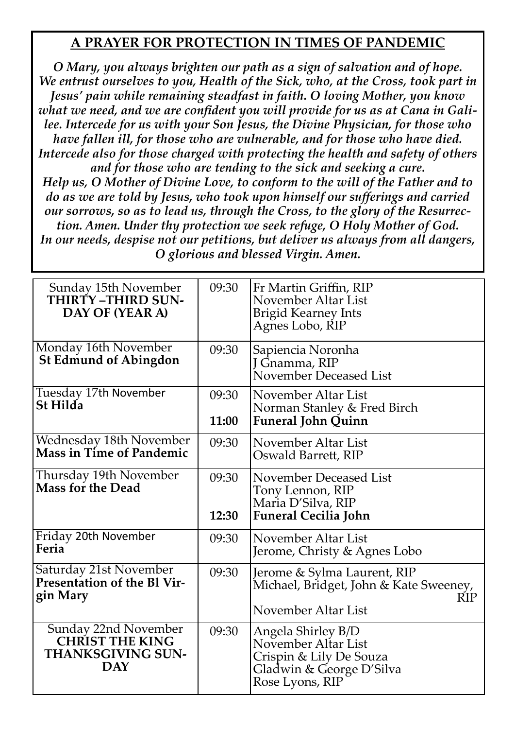## A PRAYER FOR PROTECTION IN TIMES OF PANDEMIC

***O Mary, you always brighten our path as a sign of salvation and of hope. We entrust ourselves to you, Health of the Sick, who, at the Cross, took part in Jesus' pain while remaining steadfast in faith. O loving Mother, you know what we need, and we are confident you will provide for us as at Cana in Galilee. Intercede for us with your Son Jesus, the Divine Physician, for those who have fallen ill, for those who are vulnerable, and for those who have died. Intercede also for those charged with protecting the health and safety of others and for those who are tending to the sick and seeking a cure. Help us, O Mother of Divine Love, to conform to the will of the Father and to do as we are told by Jesus, who took upon himself our sufferings and carried our sorrows, so as to lead us, through the Cross, to the glory of the Resurrection. Amen. Under thy protection we seek refuge, O Holy Mother of God. In our needs, despise not our petitions, but deliver us always from all dangers, O glorious and blessed Virgin. Amen.***

| | | |
|---|---|---|
| Sunday 15th November<br>**THIRTY –THIRD SUNDAY OF (YEAR A)** | 09:30 | Fr Martin Griffin, RIP<br>November Altar List<br>Brigid Kearney Ints<br>Agnes Lobo, RIP |
| Monday 16th November<br>**St Edmund of Abingdon** | 09:30 | Sapiencia Noronha<br>J Gnamma, RIP<br>November Deceased List |
| Tuesday 17th November<br>**St Hilda** | 09:30<br><br>**11:00** | November Altar List<br>Norman Stanley & Fred Birch<br>**Funeral John Quinn** |
| Wednesday 18th November<br>**Mass in Time of Pandemic** | 09:30 | November Altar List<br>Oswald Barrett, RIP |
| Thursday 19th November<br>**Mass for the Dead** | 09:30<br><br>**12:30** | November Deceased List<br>Tony Lennon, RIP<br>Maria D'Silva, RIP<br>**Funeral Cecilia John** |
| Friday 20th November<br>**Feria** | 09:30 | November Altar List<br>Jerome, Christy & Agnes Lobo |
| Saturday 21st November<br>**Presentation of the Bl Virgin Mary** | 09:30 | Jerome & Sylma Laurent, RIP<br>Michael, Bridget, John & Kate Sweeney, RIP<br>November Altar List |
| Sunday 22nd November<br>**CHRIST THE KING THANKSGIVING SUNDAY** | 09:30 | Angela Shirley B/D<br>November Altar List<br>Crispin & Lily De Souza<br>Gladwin & George D'Silva<br>Rose Lyons, RIP |